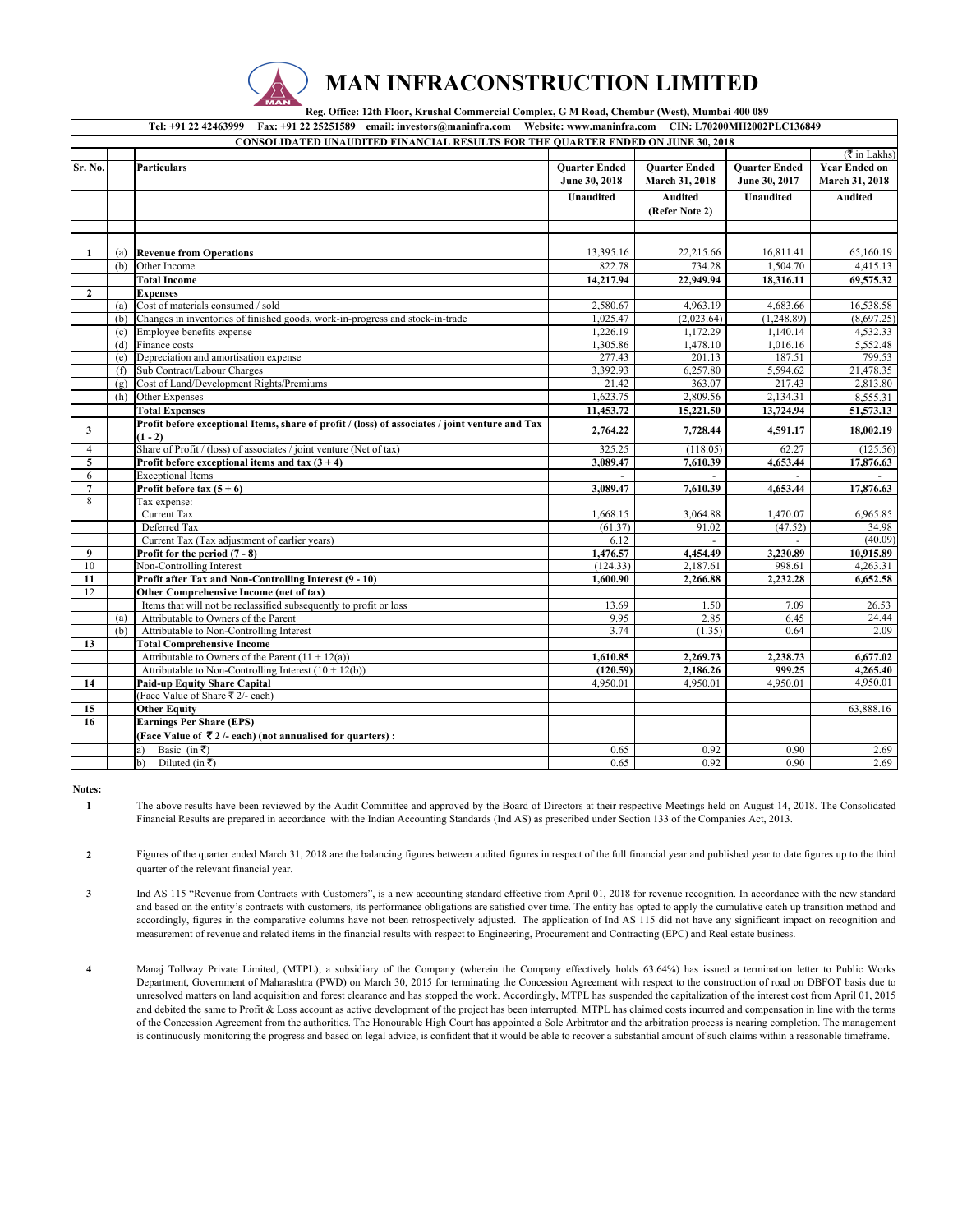# MAN INFRACONSTRUCTION LIMITED

**Reg. Office: 12th Floor, Krushal Commercial Complex, G M Road, Chembur (West), Mumbai 400 089**

**Tel: +91 22 42463999 Fax: +91 22 25251589 email: investors@maninfra.com Website: www.maninfra.com CIN: L70200MH2002PLC136849**

**CONSOLIDATED UNAUDITED FINANCIAL RESULTS FOR THE QUARTER ENDED ON JUNE 30, 2018**

(₹ in Lakhs)

| Sr. No. | | Particulars | Quarter Ended June 30, 2018 | Quarter Ended March 31, 2018 | Quarter Ended June 30, 2017 | Year Ended on March 31, 2018 |
|---|---|---|---|---|---|---|
| | | | Unaudited | Audited (Refer Note 2) | Unaudited | Audited |
| 1 | (a) | **Revenue from Operations** | 13,395.16 | 22,215.66 | 16,811.41 | 65,160.19 |
| | (b) | Other Income | 822.78 | 734.28 | 1,504.70 | 4,415.13 |
| | | **Total Income** | **14,217.94** | **22,949.94** | **18,316.11** | **69,575.32** |
| 2 | | **Expenses** | | | | |
| | (a) | Cost of materials consumed / sold | 2,580.67 | 4,963.19 | 4,683.66 | 16,538.58 |
| | (b) | Changes in inventories of finished goods, work-in-progress and stock-in-trade | 1,025.47 | (2,023.64) | (1,248.89) | (8,697.25) |
| | (c) | Employee benefits expense | 1,226.19 | 1,172.29 | 1,140.14 | 4,532.33 |
| | (d) | Finance costs | 1,305.86 | 1,478.10 | 1,016.16 | 5,552.48 |
| | (e) | Depreciation and amortisation expense | 277.43 | 201.13 | 187.51 | 799.53 |
| | (f) | Sub Contract/Labour Charges | 3,392.93 | 6,257.80 | 5,594.62 | 21,478.35 |
| | (g) | Cost of Land/Development Rights/Premiums | 21.42 | 363.07 | 217.43 | 2,813.80 |
| | (h) | Other Expenses | 1,623.75 | 2,809.56 | 2,134.31 | 8,555.31 |
| | | **Total Expenses** | **11,453.72** | **15,221.50** | **13,724.94** | **51,573.13** |
| 3 | | **Profit before exceptional Items, share of profit / (loss) of associates / joint venture and Tax (1 - 2)** | **2,764.22** | **7,728.44** | **4,591.17** | **18,002.19** |
| 4 | | Share of Profit / (loss) of associates / joint venture (Net of tax) | 325.25 | (118.05) | 62.27 | (125.56) |
| 5 | | **Profit before exceptional items and tax (3 + 4)** | **3,089.47** | **7,610.39** | **4,653.44** | **17,876.63** |
| 6 | | Exceptional Items | - | - | - | - |
| 7 | | **Profit before tax (5 + 6)** | **3,089.47** | **7,610.39** | **4,653.44** | **17,876.63** |
| 8 | | Tax expense: | | | | |
| | | Current Tax | 1,668.15 | 3,064.88 | 1,470.07 | 6,965.85 |
| | | Deferred Tax | (61.37) | 91.02 | (47.52) | 34.98 |
| | | Current Tax (Tax adjustment of earlier years) | 6.12 | - | - | (40.09) |
| 9 | | **Profit for the period (7 - 8)** | **1,476.57** | **4,454.49** | **3,230.89** | **10,915.89** |
| 10 | | Non-Controlling Interest | (124.33) | 2,187.61 | 998.61 | 4,263.31 |
| 11 | | **Profit after Tax and Non-Controlling Interest (9 - 10)** | **1,600.90** | **2,266.88** | **2,232.28** | **6,652.58** |
| 12 | | **Other Comprehensive Income (net of tax)** | | | | |
| | | Items that will not be reclassified subsequently to profit or loss | 13.69 | 1.50 | 7.09 | 26.53 |
| | (a) | Attributable to Owners of the Parent | 9.95 | 2.85 | 6.45 | 24.44 |
| | (b) | Attributable to Non-Controlling Interest | 3.74 | (1.35) | 0.64 | 2.09 |
| 13 | | **Total Comprehensive Income** | | | | |
| | | Attributable to Owners of the Parent (11 + 12(a)) | **1,610.85** | **2,269.73** | **2,238.73** | **6,677.02** |
| | | Attributable to Non-Controlling Interest (10 + 12(b)) | **(120.59)** | **2,186.26** | **999.25** | **4,265.40** |
| 14 | | **Paid-up Equity Share Capital** | 4,950.01 | 4,950.01 | 4,950.01 | 4,950.01 |
| | | (Face Value of Share ₹ 2/- each) | | | | |
| 15 | | **Other Equity** | | | | 63,888.16 |
| 16 | | **Earnings Per Share (EPS)** | | | | |
| | | **(Face Value of ₹ 2 /- each) (not annualised for quarters) :** | | | | |
| | | a) Basic (in ₹) | 0.65 | 0.92 | 0.90 | 2.69 |
| | | b) Diluted (in ₹) | 0.65 | 0.92 | 0.90 | 2.69 |

**Notes:**

1. The above results have been reviewed by the Audit Committee and approved by the Board of Directors at their respective Meetings held on August 14, 2018. The Consolidated Financial Results are prepared in accordance with the Indian Accounting Standards (Ind AS) as prescribed under Section 133 of the Companies Act, 2013.

2. Figures of the quarter ended March 31, 2018 are the balancing figures between audited figures in respect of the full financial year and published year to date figures up to the third quarter of the relevant financial year.

3. Ind AS 115 "Revenue from Contracts with Customers", is a new accounting standard effective from April 01, 2018 for revenue recognition. In accordance with the new standard and based on the entity's contracts with customers, its performance obligations are satisfied over time. The entity has opted to apply the cumulative catch up transition method and accordingly, figures in the comparative columns have not been retrospectively adjusted. The application of Ind AS 115 did not have any significant impact on recognition and measurement of revenue and related items in the financial results with respect to Engineering, Procurement and Contracting (EPC) and Real estate business.

4. Manaj Tollway Private Limited, (MTPL), a subsidiary of the Company (wherein the Company effectively holds 63.64%) has issued a termination letter to Public Works Department, Government of Maharashtra (PWD) on March 30, 2015 for terminating the Concession Agreement with respect to the construction of road on DBFOT basis due to unresolved matters on land acquisition and forest clearance and has stopped the work. Accordingly, MTPL has suspended the capitalization of the interest cost from April 01, 2015 and debited the same to Profit & Loss account as active development of the project has been interrupted. MTPL has claimed costs incurred and compensation in line with the terms of the Concession Agreement from the authorities. The Honourable High Court has appointed a Sole Arbitrator and the arbitration process is nearing completion. The management is continuously monitoring the progress and based on legal advice, is confident that it would be able to recover a substantial amount of such claims within a reasonable timeframe.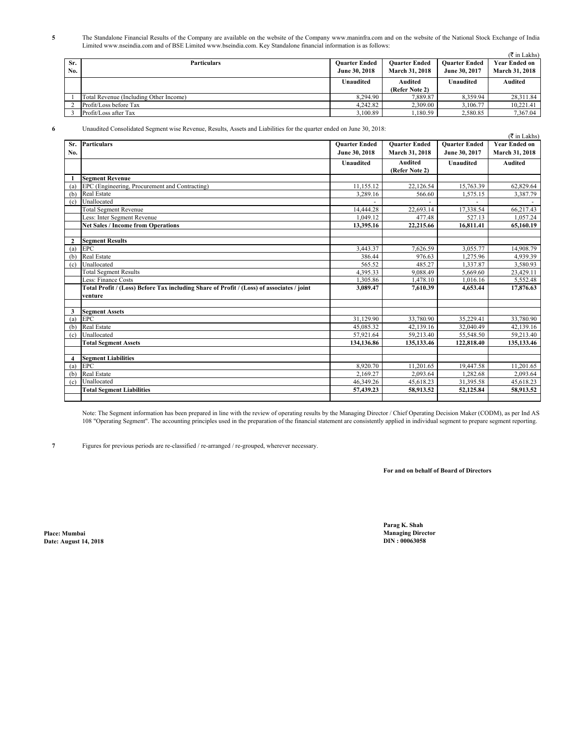5 The Standalone Financial Results of the Company are available on the website of the Company www.maninfra.com and on the website of the National Stock Exchange of India Limited www.nseindia.com and of BSE Limited www.bseindia.com. Key Standalone financial information is as follows:

(₹ in Lakhs)

| Sr. No. | Particulars | Quarter Ended June 30, 2018 | Quarter Ended March 31, 2018 | Quarter Ended June 30, 2017 | Year Ended on March 31, 2018 |
|---|---|---|---|---|---|
| | | Unaudited | Audited (Refer Note 2) | Unaudited | Audited |
| 1 | Total Revenue (Including Other Income) | 8,294.90 | 7,889.87 | 8,359.94 | 28,311.84 |
| 2 | Profit/Loss before Tax | 4,242.82 | 2,309.00 | 3,106.77 | 10,221.41 |
| 3 | Profit/Loss after Tax | 3,100.89 | 1,180.59 | 2,580.85 | 7,367.04 |

6 Unaudited Consolidated Segment wise Revenue, Results, Assets and Liabilities for the quarter ended on June 30, 2018:

(₹ in Lakhs)

| Sr. No. | Particulars | Quarter Ended June 30, 2018 | Quarter Ended March 31, 2018 | Quarter Ended June 30, 2017 | Year Ended on March 31, 2018 |
|---|---|---|---|---|---|
| | | Unaudited | Audited (Refer Note 2) | Unaudited | Audited |
| **1** | **Segment Revenue** | | | | |
| (a) | EPC (Engineering, Procurement and Contracting) | 11,155.12 | 22,126.54 | 15,763.39 | 62,829.64 |
| (b) | Real Estate | 3,289.16 | 566.60 | 1,575.15 | 3,387.79 |
| (c) | Unallocated | - | - | - | - |
| | Total Segment Revenue | 14,444.28 | 22,693.14 | 17,338.54 | 66,217.43 |
| | Less: Inter Segment Revenue | 1,049.12 | 477.48 | 527.13 | 1,057.24 |
| | **Net Sales / Income from Operations** | **13,395.16** | **22,215.66** | **16,811.41** | **65,160.19** |
| | | | | | |
| **2** | **Segment Results** | | | | |
| (a) | EPC | 3,443.37 | 7,626.59 | 3,055.77 | 14,908.79 |
| (b) | Real Estate | 386.44 | 976.63 | 1,275.96 | 4,939.39 |
| (c) | Unallocated | 565.52 | 485.27 | 1,337.87 | 3,580.93 |
| | Total Segment Results | 4,395.33 | 9,088.49 | 5,669.60 | 23,429.11 |
| | Less: Finance Costs | 1,305.86 | 1,478.10 | 1,016.16 | 5,552.48 |
| | **Total Profit / (Loss) Before Tax including Share of Profit / (Loss) of associates / joint venture** | **3,089.47** | **7,610.39** | **4,653.44** | **17,876.63** |
| | | | | | |
| **3** | **Segment Assets** | | | | |
| (a) | EPC | 31,129.90 | 33,780.90 | 35,229.41 | 33,780.90 |
| (b) | Real Estate | 45,085.32 | 42,139.16 | 32,040.49 | 42,139.16 |
| (c) | Unallocated | 57,921.64 | 59,213.40 | 55,548.50 | 59,213.40 |
| | **Total Segment Assets** | **134,136.86** | **135,133.46** | **122,818.40** | **135,133.46** |
| | | | | | |
| **4** | **Segment Liabilities** | | | | |
| (a) | EPC | 8,920.70 | 11,201.65 | 19,447.58 | 11,201.65 |
| (b) | Real Estate | 2,169.27 | 2,093.64 | 1,282.68 | 2,093.64 |
| (c) | Unallocated | 46,349.26 | 45,618.23 | 31,395.58 | 45,618.23 |
| | **Total Segment Liabilities** | **57,439.23** | **58,913.52** | **52,125.84** | **58,913.52** |

Note: The Segment information has been prepared in line with the review of operating results by the Managing Director / Chief Operating Decision Maker (CODM), as per Ind AS 108 "Operating Segment". The accounting principles used in the preparation of the financial statement are consistently applied in individual segment to prepare segment reporting.

7 Figures for previous periods are re-classified / re-arranged / re-grouped, wherever necessary.

**For and on behalf of Board of Directors**

**Parag K. Shah**
**Managing Director**
**DIN : 00063058**

**Place: Mumbai**
**Date: August 14, 2018**